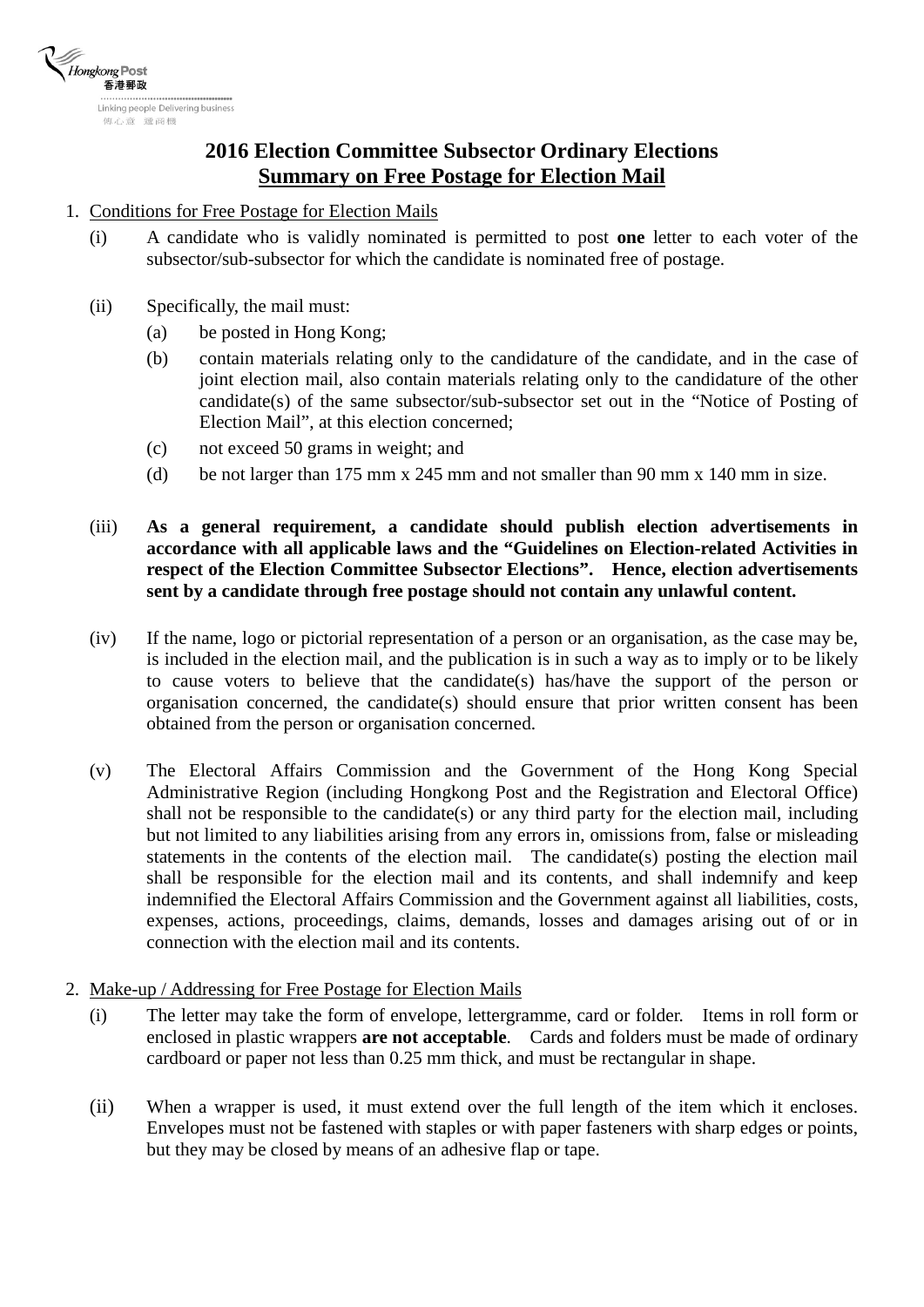# 2016 Election Committee Subsector Ordinary Elections

## Summary on Free Postage for Election Mail

1. Conditions for Free Postage for Election Mails

   (i) A candidate who is validly nominated is permitted to post **one** letter to each voter of the subsector/sub-subsector for which the candidate is nominated free of postage.

   (ii) Specifically, the mail must:

   (a) be posted in Hong Kong;

   (b) contain materials relating only to the candidature of the candidate, and in the case of joint election mail, also contain materials relating only to the candidature of the other candidate(s) of the same subsector/sub-subsector set out in the "Notice of Posting of Election Mail", at this election concerned;

   (c) not exceed 50 grams in weight; and

   (d) be not larger than 175 mm x 245 mm and not smaller than 90 mm x 140 mm in size.

   (iii) **As a general requirement, a candidate should publish election advertisements in accordance with all applicable laws and the "Guidelines on Election-related Activities in respect of the Election Committee Subsector Elections". Hence, election advertisements sent by a candidate through free postage should not contain any unlawful content.**

   (iv) If the name, logo or pictorial representation of a person or an organisation, as the case may be, is included in the election mail, and the publication is in such a way as to imply or to be likely to cause voters to believe that the candidate(s) has/have the support of the person or organisation concerned, the candidate(s) should ensure that prior written consent has been obtained from the person or organisation concerned.

   (v) The Electoral Affairs Commission and the Government of the Hong Kong Special Administrative Region (including Hongkong Post and the Registration and Electoral Office) shall not be responsible to the candidate(s) or any third party for the election mail, including but not limited to any liabilities arising from any errors in, omissions from, false or misleading statements in the contents of the election mail. The candidate(s) posting the election mail shall be responsible for the election mail and its contents, and shall indemnify and keep indemnified the Electoral Affairs Commission and the Government against all liabilities, costs, expenses, actions, proceedings, claims, demands, losses and damages arising out of or in connection with the election mail and its contents.

2. Make-up / Addressing for Free Postage for Election Mails

   (i) The letter may take the form of envelope, lettergramme, card or folder. Items in roll form or enclosed in plastic wrappers **are not acceptable**. Cards and folders must be made of ordinary cardboard or paper not less than 0.25 mm thick, and must be rectangular in shape.

   (ii) When a wrapper is used, it must extend over the full length of the item which it encloses. Envelopes must not be fastened with staples or with paper fasteners with sharp edges or points, but they may be closed by means of an adhesive flap or tape.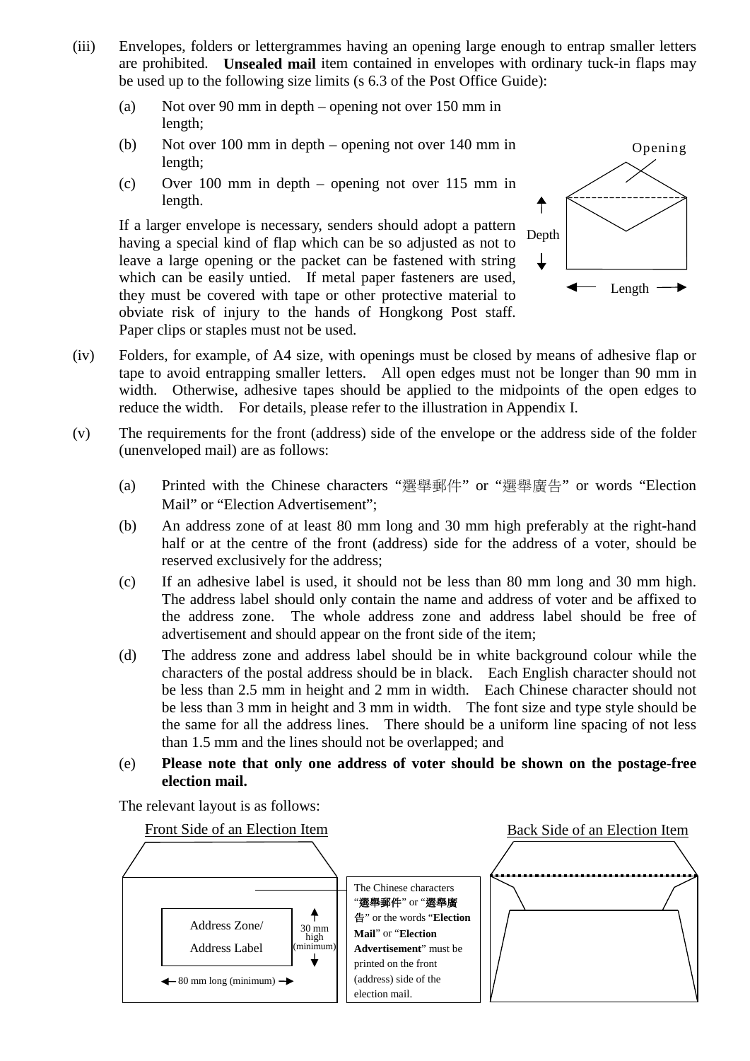(iii) Envelopes, folders or lettergrammes having an opening large enough to entrap smaller letters are prohibited. **Unsealed mail** item contained in envelopes with ordinary tuck-in flaps may be used up to the following size limits (s 6.3 of the Post Office Guide):

(a) Not over 90 mm in depth – opening not over 150 mm in length;

(b) Not over 100 mm in depth – opening not over 140 mm in length;

(c) Over 100 mm in depth – opening not over 115 mm in length.

If a larger envelope is necessary, senders should adopt a pattern having a special kind of flap which can be so adjusted as not to leave a large opening or the packet can be fastened with string which can be easily untied. If metal paper fasteners are used, they must be covered with tape or other protective material to obviate risk of injury to the hands of Hongkong Post staff. Paper clips or staples must not be used.

Opening

Depth

Length

(iv) Folders, for example, of A4 size, with openings must be closed by means of adhesive flap or tape to avoid entrapping smaller letters. All open edges must not be longer than 90 mm in width. Otherwise, adhesive tapes should be applied to the midpoints of the open edges to reduce the width. For details, please refer to the illustration in Appendix I.

(v) The requirements for the front (address) side of the envelope or the address side of the folder (unenveloped mail) are as follows:

(a) Printed with the Chinese characters "選舉郵件" or "選舉廣告" or words "Election Mail" or "Election Advertisement";

(b) An address zone of at least 80 mm long and 30 mm high preferably at the right-hand half or at the centre of the front (address) side for the address of a voter, should be reserved exclusively for the address;

(c) If an adhesive label is used, it should not be less than 80 mm long and 30 mm high. The address label should only contain the name and address of voter and be affixed to the address zone. The whole address zone and address label should be free of advertisement and should appear on the front side of the item;

(d) The address zone and address label should be in white background colour while the characters of the postal address should be in black. Each English character should not be less than 2.5 mm in height and 2 mm in width. Each Chinese character should not be less than 3 mm in height and 3 mm in width. The font size and type style should be the same for all the address lines. There should be a uniform line spacing of not less than 1.5 mm and the lines should not be overlapped; and

(e) **Please note that only one address of voter should be shown on the postage-free election mail.**

The relevant layout is as follows:

Front Side of an Election Item

Address Zone/

Address Label

30 mm high (minimum)

80 mm long (minimum)

The Chinese characters "**選舉郵件**" or "**選舉廣告**" or the words "**Election Mail**" or "**Election Advertisement**" must be printed on the front (address) side of the election mail.

Back Side of an Election Item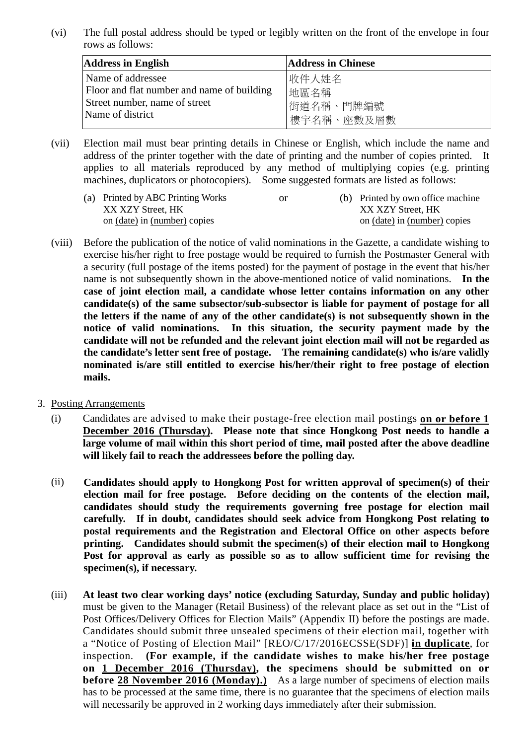(vi) The full postal address should be typed or legibly written on the front of the envelope in four rows as follows:

| Address in English | Address in Chinese |
|---|---|
| Name of addressee<br>Floor and flat number and name of building<br>Street number, name of street<br>Name of district | 收件人姓名<br>地區名稱<br>街道名稱、門牌編號<br>樓宇名稱、座數及層數 |

(vii) Election mail must bear printing details in Chinese or English, which include the name and address of the printer together with the date of printing and the number of copies printed. It applies to all materials reproduced by any method of multiplying copies (e.g. printing machines, duplicators or photocopiers). Some suggested formats are listed as follows:

(a) Printed by ABC Printing Works
XX XZY Street, HK
on (date) in (number) copies

or

(b) Printed by own office machine
XX XZY Street, HK
on (date) in (number) copies

(viii) Before the publication of the notice of valid nominations in the Gazette, a candidate wishing to exercise his/her right to free postage would be required to furnish the Postmaster General with a security (full postage of the items posted) for the payment of postage in the event that his/her name is not subsequently shown in the above-mentioned notice of valid nominations. **In the case of joint election mail, a candidate whose letter contains information on any other candidate(s) of the same subsector/sub-subsector is liable for payment of postage for all the letters if the name of any of the other candidate(s) is not subsequently shown in the notice of valid nominations. In this situation, the security payment made by the candidate will not be refunded and the relevant joint election mail will not be regarded as the candidate's letter sent free of postage. The remaining candidate(s) who is/are validly nominated is/are still entitled to exercise his/her/their right to free postage of election mails.**

3. Posting Arrangements

(i) Candidates are advised to make their postage-free election mail postings **on or before 1 December 2016 (Thursday)**. **Please note that since Hongkong Post needs to handle a large volume of mail within this short period of time, mail posted after the above deadline will likely fail to reach the addressees before the polling day.**

(ii) **Candidates should apply to Hongkong Post for written approval of specimen(s) of their election mail for free postage. Before deciding on the contents of the election mail, candidates should study the requirements governing free postage for election mail carefully. If in doubt, candidates should seek advice from Hongkong Post relating to postal requirements and the Registration and Electoral Office on other aspects before printing. Candidates should submit the specimen(s) of their election mail to Hongkong Post for approval as early as possible so as to allow sufficient time for revising the specimen(s), if necessary.**

(iii) **At least two clear working days' notice (excluding Saturday, Sunday and public holiday)** must be given to the Manager (Retail Business) of the relevant place as set out in the "List of Post Offices/Delivery Offices for Election Mails" (Appendix II) before the postings are made. Candidates should submit three unsealed specimens of their election mail, together with a "Notice of Posting of Election Mail" [REO/C/17/2016ECSSE(SDF)] **in duplicate**, for inspection. **(For example, if the candidate wishes to make his/her free postage on 1 December 2016 (Thursday), the specimens should be submitted on or before 28 November 2016 (Monday).)** As a large number of specimens of election mails has to be processed at the same time, there is no guarantee that the specimens of election mails will necessarily be approved in 2 working days immediately after their submission.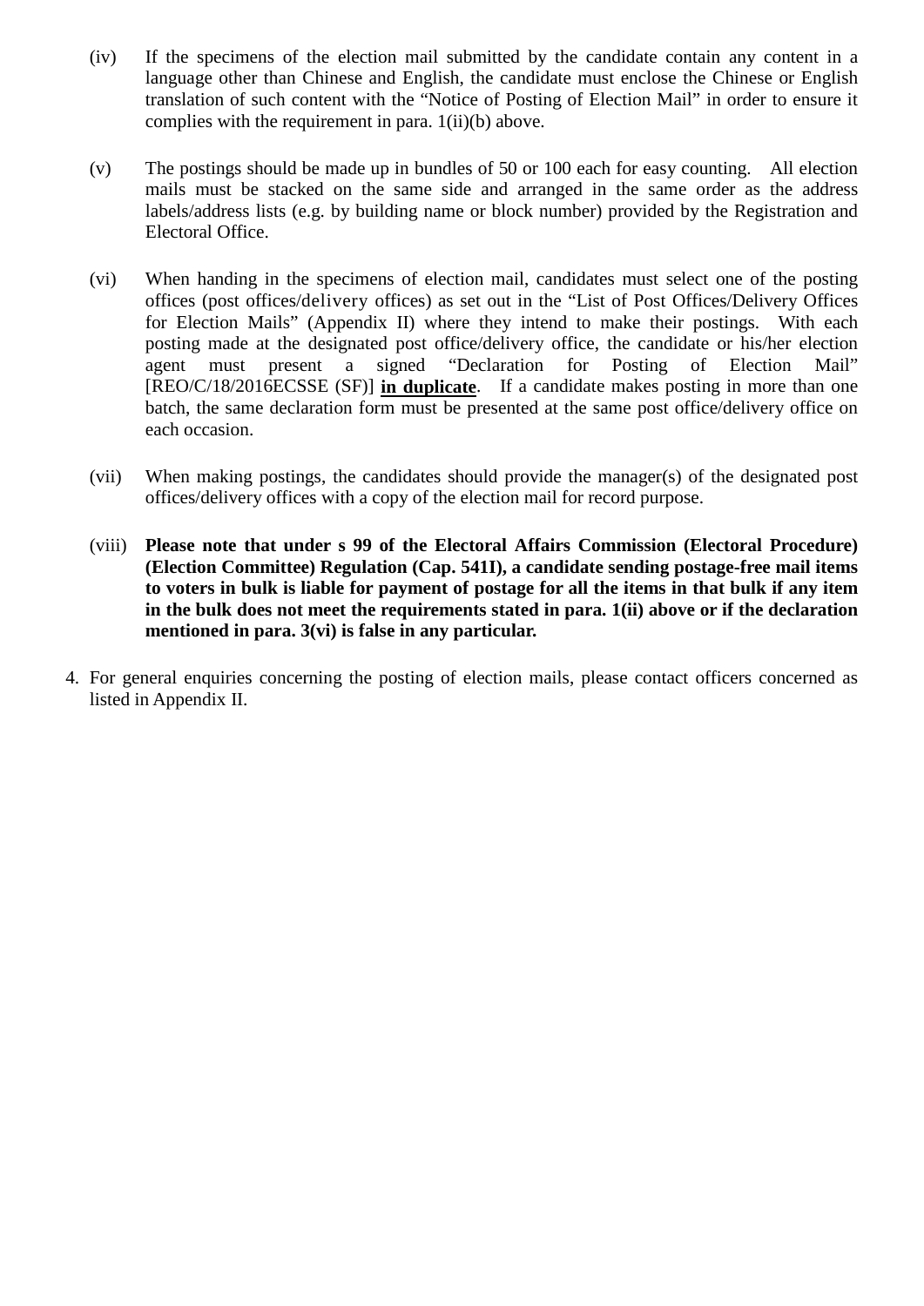(iv) If the specimens of the election mail submitted by the candidate contain any content in a language other than Chinese and English, the candidate must enclose the Chinese or English translation of such content with the "Notice of Posting of Election Mail" in order to ensure it complies with the requirement in para. 1(ii)(b) above.

(v) The postings should be made up in bundles of 50 or 100 each for easy counting. All election mails must be stacked on the same side and arranged in the same order as the address labels/address lists (e.g. by building name or block number) provided by the Registration and Electoral Office.

(vi) When handing in the specimens of election mail, candidates must select one of the posting offices (post offices/delivery offices) as set out in the "List of Post Offices/Delivery Offices for Election Mails" (Appendix II) where they intend to make their postings. With each posting made at the designated post office/delivery office, the candidate or his/her election agent must present a signed "Declaration for Posting of Election Mail" [REO/C/18/2016ECSSE (SF)] **in duplicate**. If a candidate makes posting in more than one batch, the same declaration form must be presented at the same post office/delivery office on each occasion.

(vii) When making postings, the candidates should provide the manager(s) of the designated post offices/delivery offices with a copy of the election mail for record purpose.

(viii) **Please note that under s 99 of the Electoral Affairs Commission (Electoral Procedure) (Election Committee) Regulation (Cap. 541I), a candidate sending postage-free mail items to voters in bulk is liable for payment of postage for all the items in that bulk if any item in the bulk does not meet the requirements stated in para. 1(ii) above or if the declaration mentioned in para. 3(vi) is false in any particular.**

4. For general enquiries concerning the posting of election mails, please contact officers concerned as listed in Appendix II.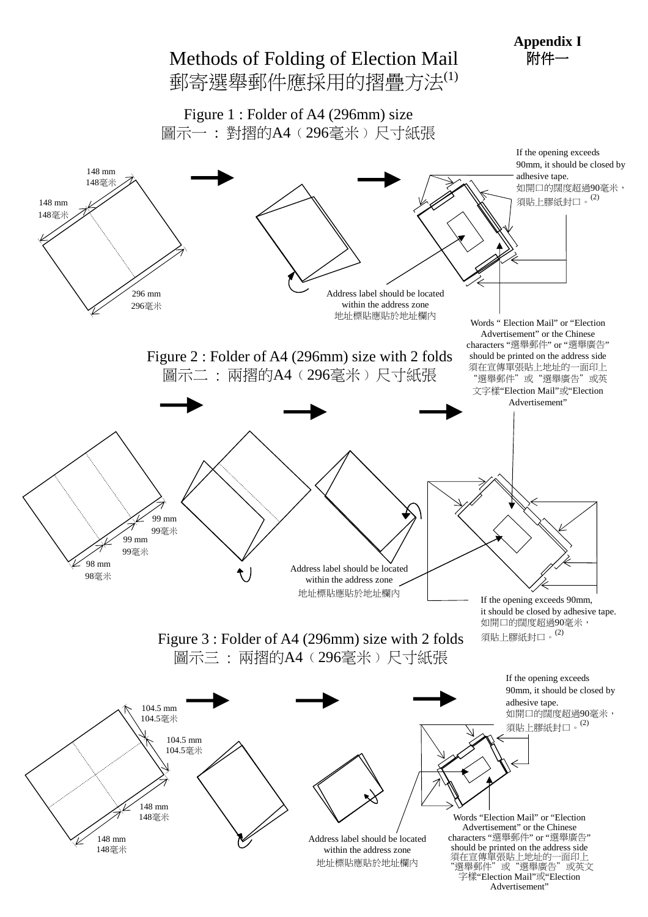**Appendix I**
**附件一**

# Methods of Folding of Election Mail
# 郵寄選舉郵件應採用的摺疊方法(1)

## Figure 1 : Folder of A4 (296mm) size
## 圖示一 ： 對摺的A4（296毫米）尺寸紙張

148 mm
148毫米

148 mm
148毫米

296 mm
296毫米

Address label should be located within the address zone
地址標貼應貼於地址欄內

If the opening exceeds 90mm, it should be closed by adhesive tape.
如開口的闊度超過90毫米，須貼上膠紙封口。(2)

Words " Election Mail" or "Election Advertisement" or the Chinese characters "選舉郵件" or "選舉廣告" should be printed on the address side
須在宣傳單張貼上地址的一面印上"選舉郵件"或"選舉廣告"或英文字樣"Election Mail"或"Election Advertisement"

## Figure 2 : Folder of A4 (296mm) size with 2 folds
## 圖示二 ： 兩摺的A4（296毫米）尺寸紙張

99 mm
99毫米

99 mm
99毫米

98 mm
98毫米

Address label should be located within the address zone
地址標貼應貼於地址欄內

If the opening exceeds 90mm, it should be closed by adhesive tape.
如開口的闊度超過90毫米，須貼上膠紙封口。(2)

## Figure 3 : Folder of A4 (296mm) size with 2 folds
## 圖示三 ： 兩摺的A4（296毫米）尺寸紙張

104.5 mm
104.5毫米

104.5 mm
104.5毫米

148 mm
148毫米

148 mm
148毫米

If the opening exceeds 90mm, it should be closed by adhesive tape.
如開口的闊度超過90毫米，須貼上膠紙封口。(2)

Address label should be located within the address zone
地址標貼應貼於地址欄內

Words "Election Mail" or "Election Advertisement" or the Chinese characters "選舉郵件" or "選舉廣告" should be printed on the address side
須在宣傳單張貼上地址的一面印上"選舉郵件"或"選舉廣告"或英文字樣"Election Mail"或"Election Advertisement"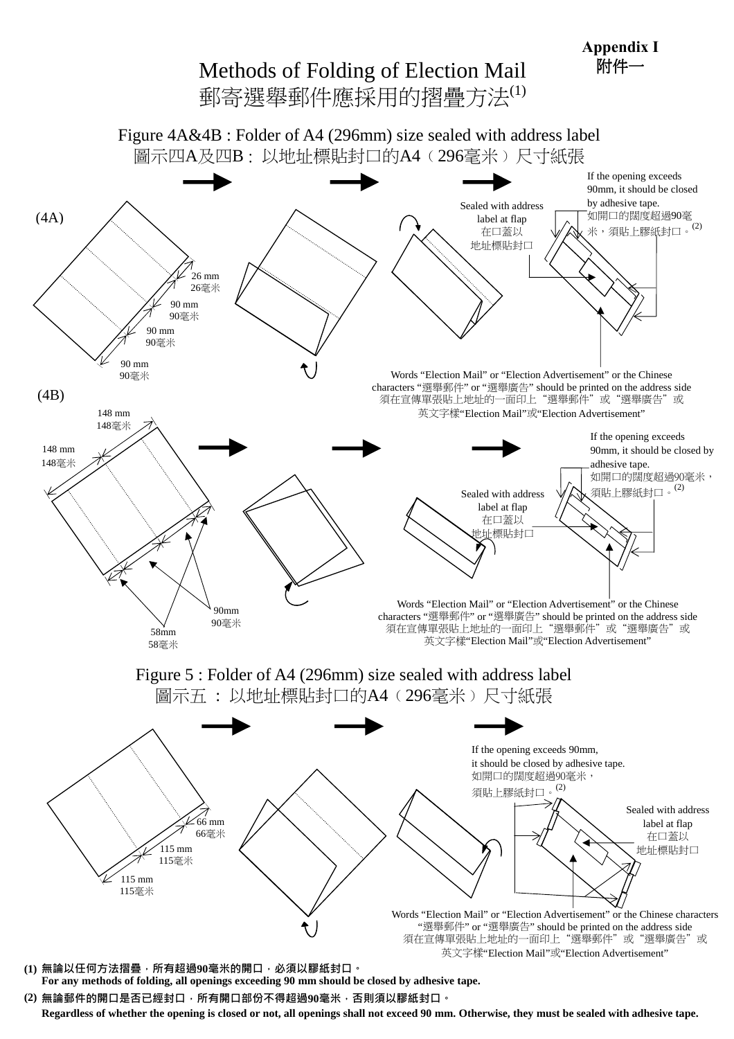**Appendix I**
**附件一**

# Methods of Folding of Election Mail
# 郵寄選舉郵件應採用的摺疊方法(1)

## Figure 4A&4B : Folder of A4 (296mm) size sealed with address label
## 圖示四A及四B : 以地址標貼封口的A4（296毫米）尺寸紙張

(4A)

26 mm
26毫米

90 mm
90毫米

90 mm
90毫米

90 mm
90毫米

Sealed with address label at flap
在口蓋以地址標貼封口

If the opening exceeds 90mm, it should be closed by adhesive tape.
如開口的闊度超過90毫米，須貼上膠紙封口。(2)

Words "Election Mail" or "Election Advertisement" or the Chinese characters "選舉郵件" or "選舉廣告" should be printed on the address side
須在宣傳單張貼上地址的一面印上"選舉郵件"或"選舉廣告"或英文字樣"Election Mail"或"Election Advertisement"

(4B)

148 mm
148毫米

148 mm
148毫米

90mm
90毫米

58mm
58毫米

If the opening exceeds 90mm, it should be closed by adhesive tape.
如開口的闊度超過90毫米，須貼上膠紙封口。(2)

Sealed with address label at flap
在口蓋以地址標貼封口

Words "Election Mail" or "Election Advertisement" or the Chinese characters "選舉郵件" or "選舉廣告" should be printed on the address side
須在宣傳單張貼上地址的一面印上"選舉郵件"或"選舉廣告"或英文字樣"Election Mail"或"Election Advertisement"

## Figure 5 : Folder of A4 (296mm) size sealed with address label
## 圖示五 ： 以地址標貼封口的A4（296毫米）尺寸紙張

66 mm
66毫米

115 mm
115毫米

115 mm
115毫米

If the opening exceeds 90mm, it should be closed by adhesive tape.
如開口的闊度超過90毫米，須貼上膠紙封口。(2)

Sealed with address label at flap
在口蓋以地址標貼封口

Words "Election Mail" or "Election Advertisement" or the Chinese characters "選舉郵件" or "選舉廣告" should be printed on the address side
須在宣傳單張貼上地址的一面印上"選舉郵件"或"選舉廣告"或英文字樣"Election Mail"或"Election Advertisement"

**(1) 無論以任何方法摺疊，所有超過90毫米的開口，必須以膠紙封口。**
**For any methods of folding, all openings exceeding 90 mm should be closed by adhesive tape.**

**(2) 無論郵件的開口是否已經封口，所有開口部份不得超過90毫米，否則須以膠紙封口。**
**Regardless of whether the opening is closed or not, all openings shall not exceed 90 mm. Otherwise, they must be sealed with adhesive tape.**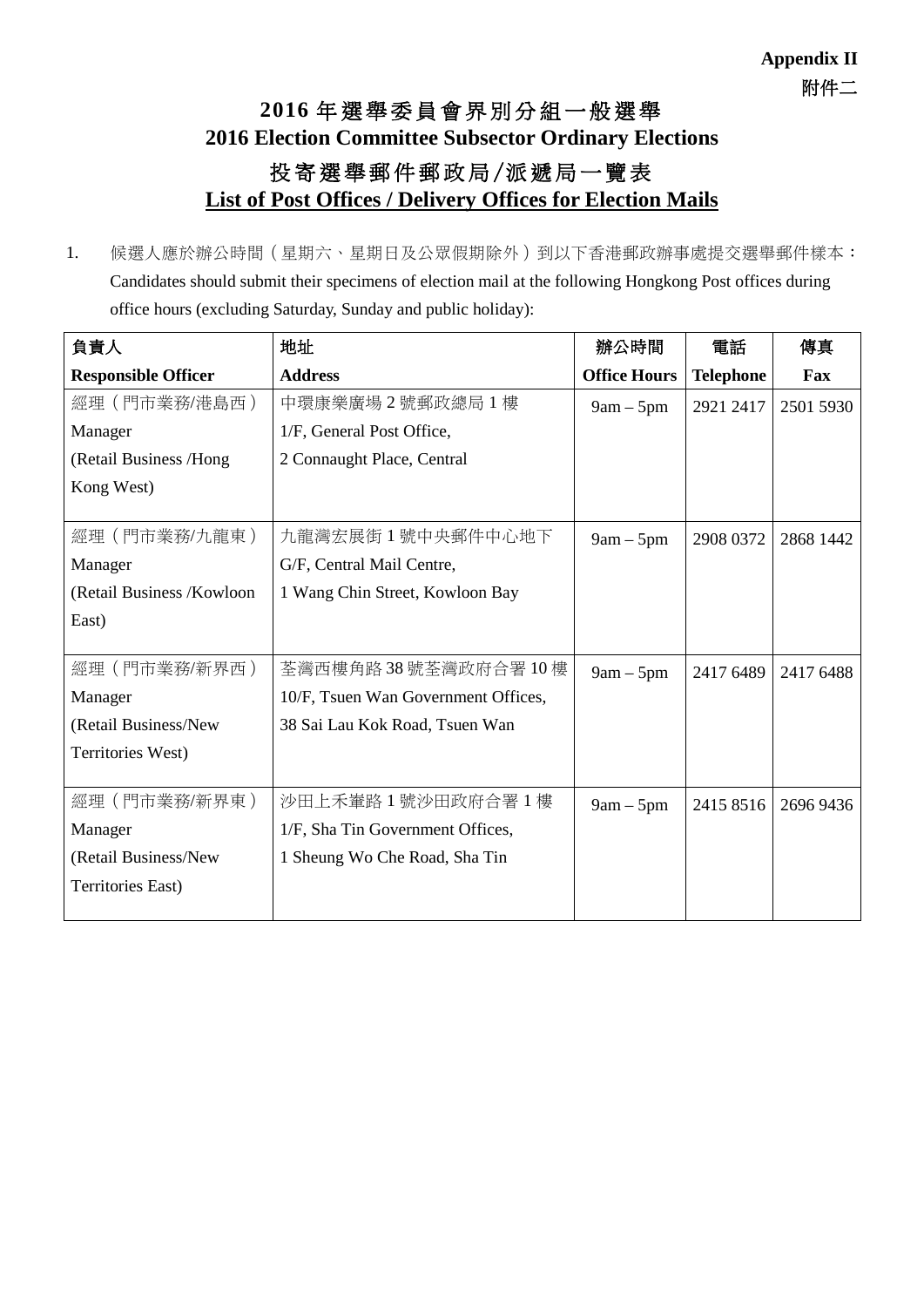**Appendix II**
附件二

# 2016 年選舉委員會界別分組一般選舉
# 2016 Election Committee Subsector Ordinary Elections

## 投寄選舉郵件郵政局/派遞局一覽表
## List of Post Offices / Delivery Offices for Election Mails

1. 候選人應於辦公時間（星期六、星期日及公眾假期除外）到以下香港郵政辦事處提交選舉郵件樣本：
   Candidates should submit their specimens of election mail at the following Hongkong Post offices during office hours (excluding Saturday, Sunday and public holiday):

| 負責人<br>**Responsible Officer** | 地址<br>**Address** | 辦公時間<br>**Office Hours** | 電話<br>**Telephone** | 傳真<br>**Fax** |
|---|---|---|---|---|
| 經理（門市業務/港島西）<br>Manager<br>(Retail Business /Hong Kong West) | 中環康樂廣場 2 號郵政總局 1 樓<br>1/F, General Post Office,<br>2 Connaught Place, Central | 9am – 5pm | 2921 2417 | 2501 5930 |
| 經理（門市業務/九龍東）<br>Manager<br>(Retail Business /Kowloon East) | 九龍灣宏展街 1 號中央郵件中心地下<br>G/F, Central Mail Centre,<br>1 Wang Chin Street, Kowloon Bay | 9am – 5pm | 2908 0372 | 2868 1442 |
| 經理（門市業務/新界西）<br>Manager<br>(Retail Business/New Territories West) | 荃灣西樓角路 38 號荃灣政府合署 10 樓<br>10/F, Tsuen Wan Government Offices,<br>38 Sai Lau Kok Road, Tsuen Wan | 9am – 5pm | 2417 6489 | 2417 6488 |
| 經理（門市業務/新界東）<br>Manager<br>(Retail Business/New Territories East) | 沙田上禾輋路 1 號沙田政府合署 1 樓<br>1/F, Sha Tin Government Offices,<br>1 Sheung Wo Che Road, Sha Tin | 9am – 5pm | 2415 8516 | 2696 9436 |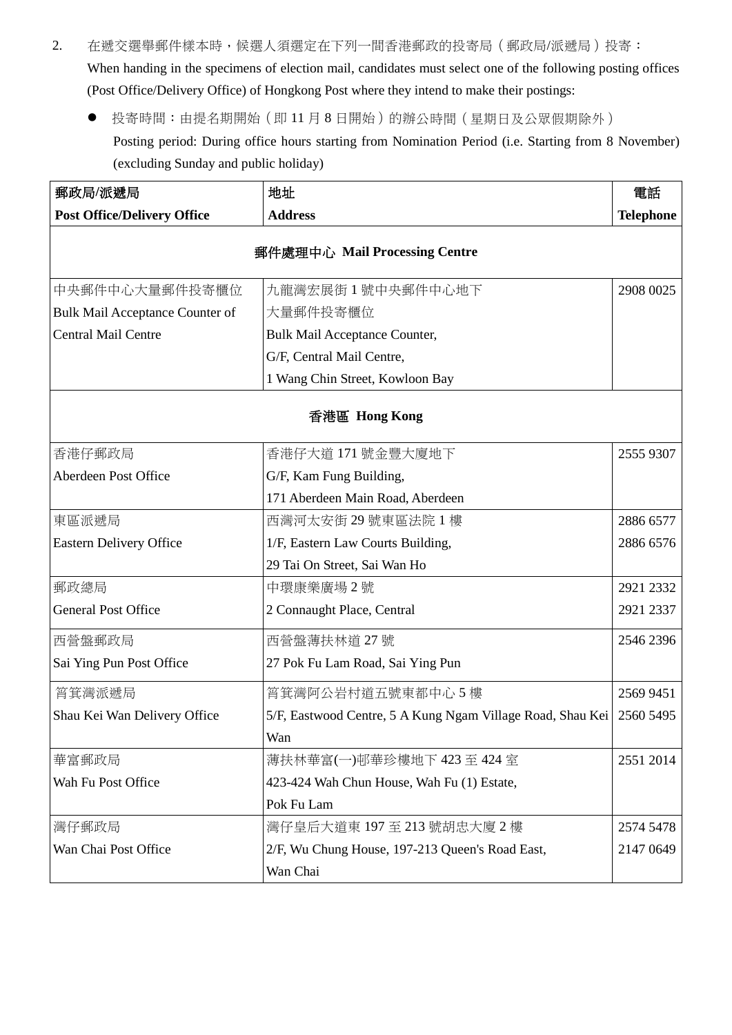2. 在遞交選舉郵件樣本時，候選人須選定在下列一間香港郵政的投寄局（郵政局/派遞局）投寄：
   When handing in the specimens of election mail, candidates must select one of the following posting offices (Post Office/Delivery Office) of Hongkong Post where they intend to make their postings:

   - 投寄時間：由提名期開始（即 11 月 8 日開始）的辦公時間（星期日及公眾假期除外）
     Posting period: During office hours starting from Nomination Period (i.e. Starting from 8 November) (excluding Sunday and public holiday)

| 郵政局/派遞局<br>**Post Office/Delivery Office** | 地址<br>**Address** | 電話<br>**Telephone** |
|---|---|---|
| **郵件處理中心 Mail Processing Centre** | | |
| 中央郵件中心大量郵件投寄櫃位<br>Bulk Mail Acceptance Counter of Central Mail Centre | 九龍灣宏展街 1 號中央郵件中心地下大量郵件投寄櫃位<br>Bulk Mail Acceptance Counter, G/F, Central Mail Centre, 1 Wang Chin Street, Kowloon Bay | 2908 0025 |
| **香港區 Hong Kong** | | |
| 香港仔郵政局<br>Aberdeen Post Office | 香港仔大道 171 號金豐大廈地下<br>G/F, Kam Fung Building, 171 Aberdeen Main Road, Aberdeen | 2555 9307 |
| 東區派遞局<br>Eastern Delivery Office | 西灣河太安街 29 號東區法院 1 樓<br>1/F, Eastern Law Courts Building, 29 Tai On Street, Sai Wan Ho | 2886 6577<br>2886 6576 |
| 郵政總局<br>General Post Office | 中環康樂廣場 2 號<br>2 Connaught Place, Central | 2921 2332<br>2921 2337 |
| 西營盤郵政局<br>Sai Ying Pun Post Office | 西營盤薄扶林道 27 號<br>27 Pok Fu Lam Road, Sai Ying Pun | 2546 2396 |
| 筲箕灣派遞局<br>Shau Kei Wan Delivery Office | 筲箕灣阿公岩村道五號東都中心 5 樓<br>5/F, Eastwood Centre, 5 A Kung Ngam Village Road, Shau Kei Wan | 2569 9451<br>2560 5495 |
| 華富郵政局<br>Wah Fu Post Office | 薄扶林華富(一)邨華珍樓地下 423 至 424 室<br>423-424 Wah Chun House, Wah Fu (1) Estate, Pok Fu Lam | 2551 2014 |
| 灣仔郵政局<br>Wan Chai Post Office | 灣仔皇后大道東 197 至 213 號胡忠大廈 2 樓<br>2/F, Wu Chung House, 197-213 Queen's Road East, Wan Chai | 2574 5478<br>2147 0649 |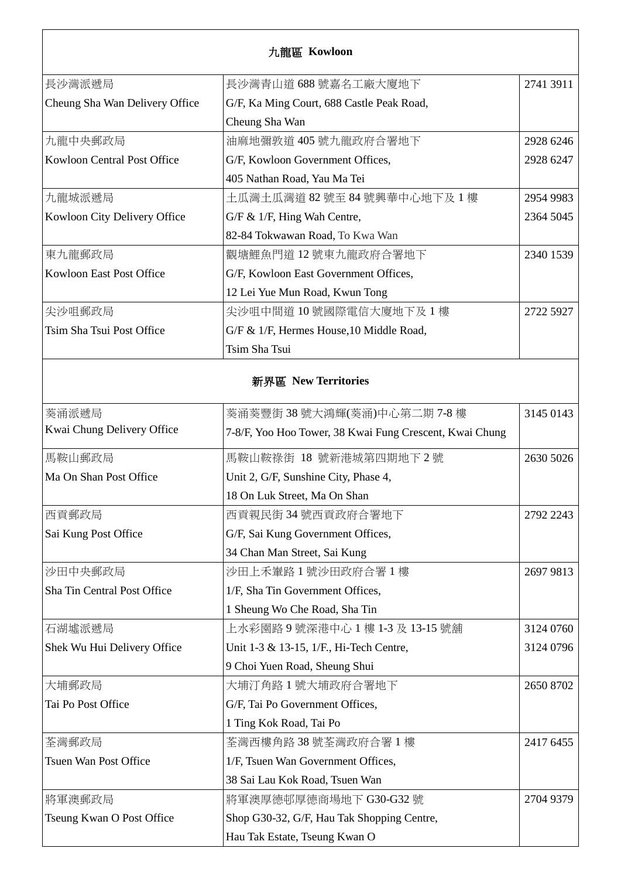| **九龍區 Kowloon** | | |
|---|---|---|
| 長沙灣派遞局<br>Cheung Sha Wan Delivery Office | 長沙灣青山道 688 號嘉名工廠大廈地下<br>G/F, Ka Ming Court, 688 Castle Peak Road, Cheung Sha Wan | 2741 3911 |
| 九龍中央郵政局<br>Kowloon Central Post Office | 油麻地彌敦道 405 號九龍政府合署地下<br>G/F, Kowloon Government Offices, 405 Nathan Road, Yau Ma Tei | 2928 6246<br>2928 6247 |
| 九龍城派遞局<br>Kowloon City Delivery Office | 土瓜灣土瓜灣道 82 號至 84 號興華中心地下及 1 樓<br>G/F & 1/F, Hing Wah Centre, 82-84 Tokwawan Road, To Kwa Wan | 2954 9983<br>2364 5045 |
| 東九龍郵政局<br>Kowloon East Post Office | 觀塘鯉魚門道 12 號東九龍政府合署地下<br>G/F, Kowloon East Government Offices, 12 Lei Yue Mun Road, Kwun Tong | 2340 1539 |
| 尖沙咀郵政局<br>Tsim Sha Tsui Post Office | 尖沙咀中間道 10 號國際電信大廈地下及 1 樓<br>G/F & 1/F, Hermes House,10 Middle Road, Tsim Sha Tsui | 2722 5927 |
| **新界區 New Territories** | | |
| 葵涌派遞局<br>Kwai Chung Delivery Office | 葵涌葵豐街 38 號大鴻輝(葵涌)中心第二期 7-8 樓<br>7-8/F, Yoo Hoo Tower, 38 Kwai Fung Crescent, Kwai Chung | 3145 0143 |
| 馬鞍山郵政局<br>Ma On Shan Post Office | 馬鞍山鞍祿街 18 號新港城第四期地下 2 號<br>Unit 2, G/F, Sunshine City, Phase 4, 18 On Luk Street, Ma On Shan | 2630 5026 |
| 西貢郵政局<br>Sai Kung Post Office | 西貢親民街 34 號西貢政府合署地下<br>G/F, Sai Kung Government Offices, 34 Chan Man Street, Sai Kung | 2792 2243 |
| 沙田中央郵政局<br>Sha Tin Central Post Office | 沙田上禾輋路 1 號沙田政府合署 1 樓<br>1/F, Sha Tin Government Offices, 1 Sheung Wo Che Road, Sha Tin | 2697 9813 |
| 石湖墟派遞局<br>Shek Wu Hui Delivery Office | 上水彩園路 9 號深港中心 1 樓 1-3 及 13-15 號舖<br>Unit 1-3 & 13-15, 1/F., Hi-Tech Centre, 9 Choi Yuen Road, Sheung Shui | 3124 0760<br>3124 0796 |
| 大埔郵政局<br>Tai Po Post Office | 大埔汀角路 1 號大埔政府合署地下<br>G/F, Tai Po Government Offices, 1 Ting Kok Road, Tai Po | 2650 8702 |
| 荃灣郵政局<br>Tsuen Wan Post Office | 荃灣西樓角路 38 號荃灣政府合署 1 樓<br>1/F, Tsuen Wan Government Offices, 38 Sai Lau Kok Road, Tsuen Wan | 2417 6455 |
| 將軍澳郵政局<br>Tseung Kwan O Post Office | 將軍澳厚德邨厚德商場地下 G30-G32 號<br>Shop G30-32, G/F, Hau Tak Shopping Centre, Hau Tak Estate, Tseung Kwan O | 2704 9379 |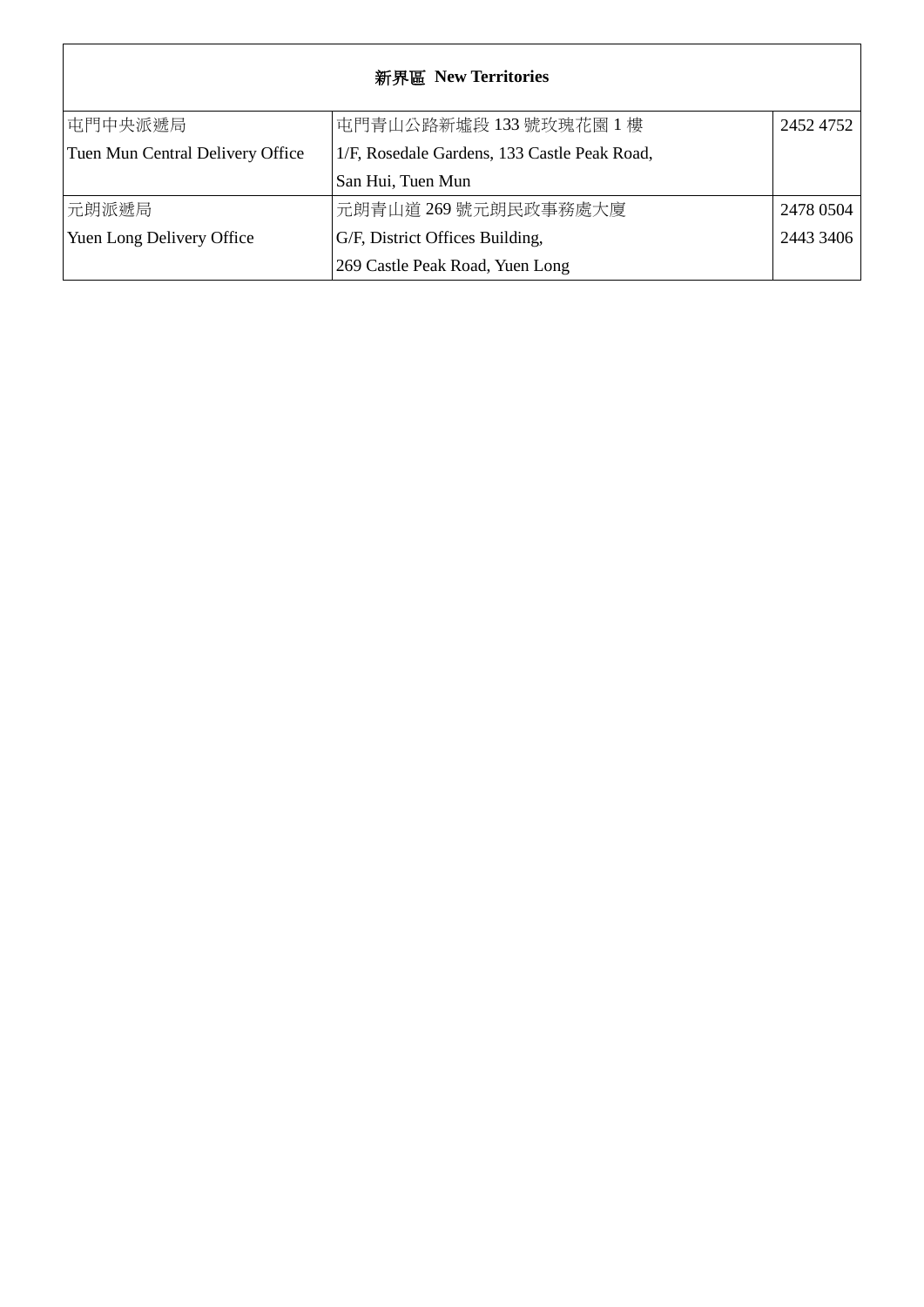| 新界區 New Territories | | |
|---|---|---|
| 屯門中央派遞局<br>Tuen Mun Central Delivery Office | 屯門青山公路新墟段 133 號玫瑰花園 1 樓<br>1/F, Rosedale Gardens, 133 Castle Peak Road,<br>San Hui, Tuen Mun | 2452 4752 |
| 元朗派遞局<br>Yuen Long Delivery Office | 元朗青山道 269 號元朗民政事務處大廈<br>G/F, District Offices Building,<br>269 Castle Peak Road, Yuen Long | 2478 0504<br>2443 3406 |